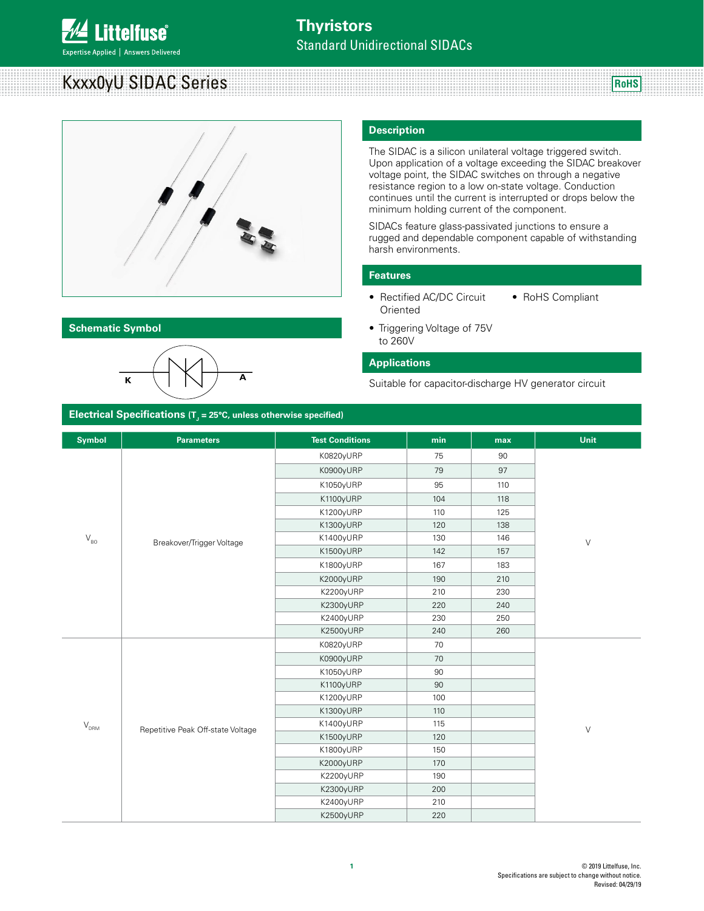Thyristors

Standard Unidirectional SIDACs

# Kxxx0yU SIDAC Series

RoHS

## Schematic Symbol

K A

## Description

The SIDAC is a silicon unilateral voltage triggered switch. Upon application of a voltage exceeding the SIDAC breakover voltage point, the SIDAC switches on through a negative resistance region to a low on-state voltage. Conduction continues until the current is interrupted or drops below the minimum holding current of the component.

SIDACs feature glass-passivated junctions to ensure a rugged and dependable component capable of withstanding harsh environments.

## Features

- Rectified AC/DC Circuit Oriented
- Triggering Voltage of 75V to 260V
- RoHS Compliant

## Applications

Suitable for capacitor-discharge HV generator circuit

## Electrical Specifications ($T_J$ = 25°C, unless otherwise specified)

| Symbol | Parameters | Test Conditions | min | max | Unit |
|---|---|---|---|---|---|
| $V_{BO}$ | Breakover/Trigger Voltage | K0820yURP | 75 | 90 | V |
| | | K0900yURP | 79 | 97 | |
| | | K1050yURP | 95 | 110 | |
| | | K1100yURP | 104 | 118 | |
| | | K1200yURP | 110 | 125 | |
| | | K1300yURP | 120 | 138 | |
| | | K1400yURP | 130 | 146 | |
| | | K1500yURP | 142 | 157 | |
| | | K1800yURP | 167 | 183 | |
| | | K2000yURP | 190 | 210 | |
| | | K2200yURP | 210 | 230 | |
| | | K2300yURP | 220 | 240 | |
| | | K2400yURP | 230 | 250 | |
| | | K2500yURP | 240 | 260 | |
| $V_{DRM}$ | Repetitive Peak Off-state Voltage | K0820yURP | 70 | | V |
| | | K0900yURP | 70 | | |
| | | K1050yURP | 90 | | |
| | | K1100yURP | 90 | | |
| | | K1200yURP | 100 | | |
| | | K1300yURP | 110 | | |
| | | K1400yURP | 115 | | |
| | | K1500yURP | 120 | | |
| | | K1800yURP | 150 | | |
| | | K2000yURP | 170 | | |
| | | K2200yURP | 190 | | |
| | | K2300yURP | 200 | | |
| | | K2400yURP | 210 | | |
| | | K2500yURP | 220 | | |

© 2019 Littelfuse, Inc.
Specifications are subject to change without notice.
Revised: 04/29/19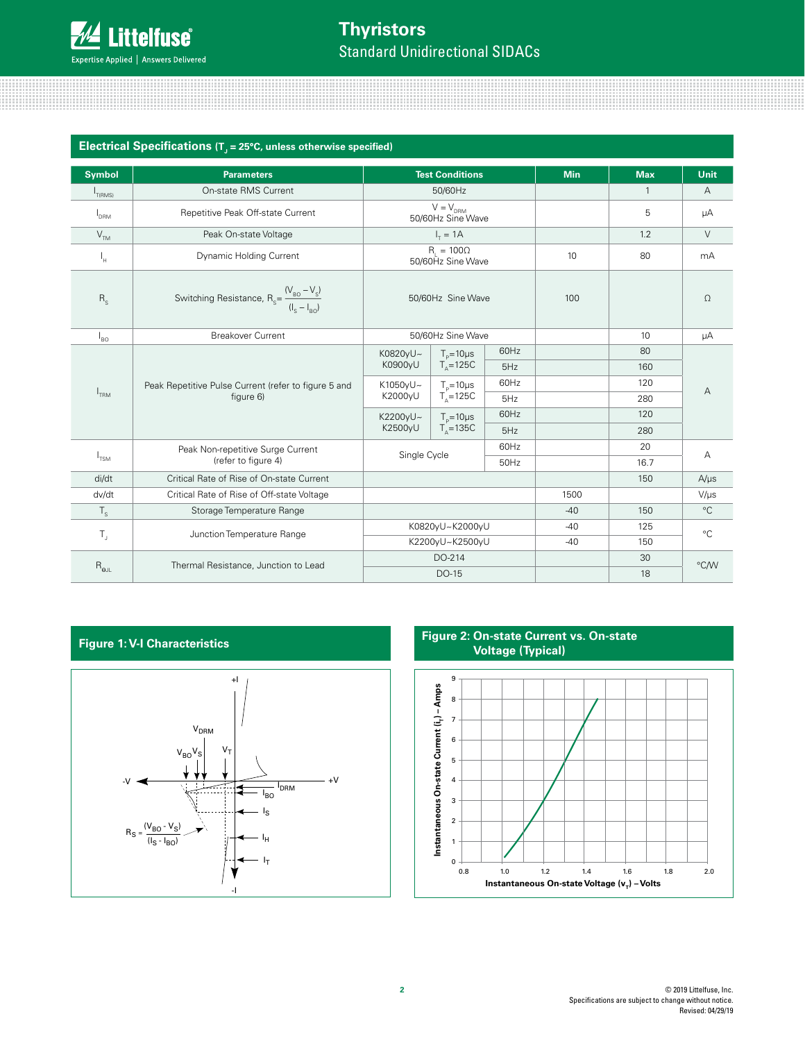## Electrical Specifications ($T_J$ = 25°C, unless otherwise specified)

| Symbol | Parameters | Test Conditions | | | Min | Max | Unit |
|---|---|---|---|---|---|---|---|
| $I_{T(RMS)}$ | On-state RMS Current | 50/60Hz | | | | 1 | A |
| $I_{DRM}$ | Repetitive Peak Off-state Current | $V = V_{DRM}$ 50/60Hz Sine Wave | | | | 5 | μA |
| $V_{TM}$ | Peak On-state Voltage | $I_T$ = 1A | | | | 1.2 | V |
| $I_H$ | Dynamic Holding Current | $R_L$ = 100Ω 50/60Hz Sine Wave | | | 10 | 80 | mA |
| $R_S$ | Switching Resistance, $R_S = \frac{(V_{BO} - V_S)}{(I_S - I_{BO})}$ | 50/60Hz Sine Wave | | | 100 | | Ω |
| $I_{BO}$ | Breakover Current | 50/60Hz Sine Wave | | | | 10 | μA |
| $I_{TRM}$ | Peak Repetitive Pulse Current (refer to figure 5 and figure 6) | K0820yU~ K0900yU | $T_P$=10μs $T_A$=125C | 60Hz | | 80 | A |
| | | | | 5Hz | | 160 | |
| | | K1050yU~ K2000yU | $T_P$=10μs $T_A$=125C | 60Hz | | 120 | |
| | | | | 5Hz | | 280 | |
| | | K2200yU~ K2500yU | $T_P$=10μs $T_A$=135C | 60Hz | | 120 | |
| | | | | 5Hz | | 280 | |
| $I_{TSM}$ | Peak Non-repetitive Surge Current (refer to figure 4) | Single Cycle | | 60Hz | | 20 | A |
| | | | | 50Hz | | 16.7 | |
| di/dt | Critical Rate of Rise of On-state Current | | | | | 150 | A/μs |
| dv/dt | Critical Rate of Rise of Off-state Voltage | | | | 1500 | | V/μs |
| $T_S$ | Storage Temperature Range | | | | -40 | 150 | °C |
| $T_J$ | Junction Temperature Range | K0820yU~K2000yU | | | -40 | 125 | °C |
| | | K2200yU~K2500yU | | | -40 | 150 | |
| $R_{\theta JL}$ | Thermal Resistance, Junction to Lead | DO-214 | | | | 30 | °C/W |
| | | DO-15 | | | | 18 | |

### Figure 1: V-I Characteristics

### Figure 2: On-state Current vs. On-state Voltage (Typical)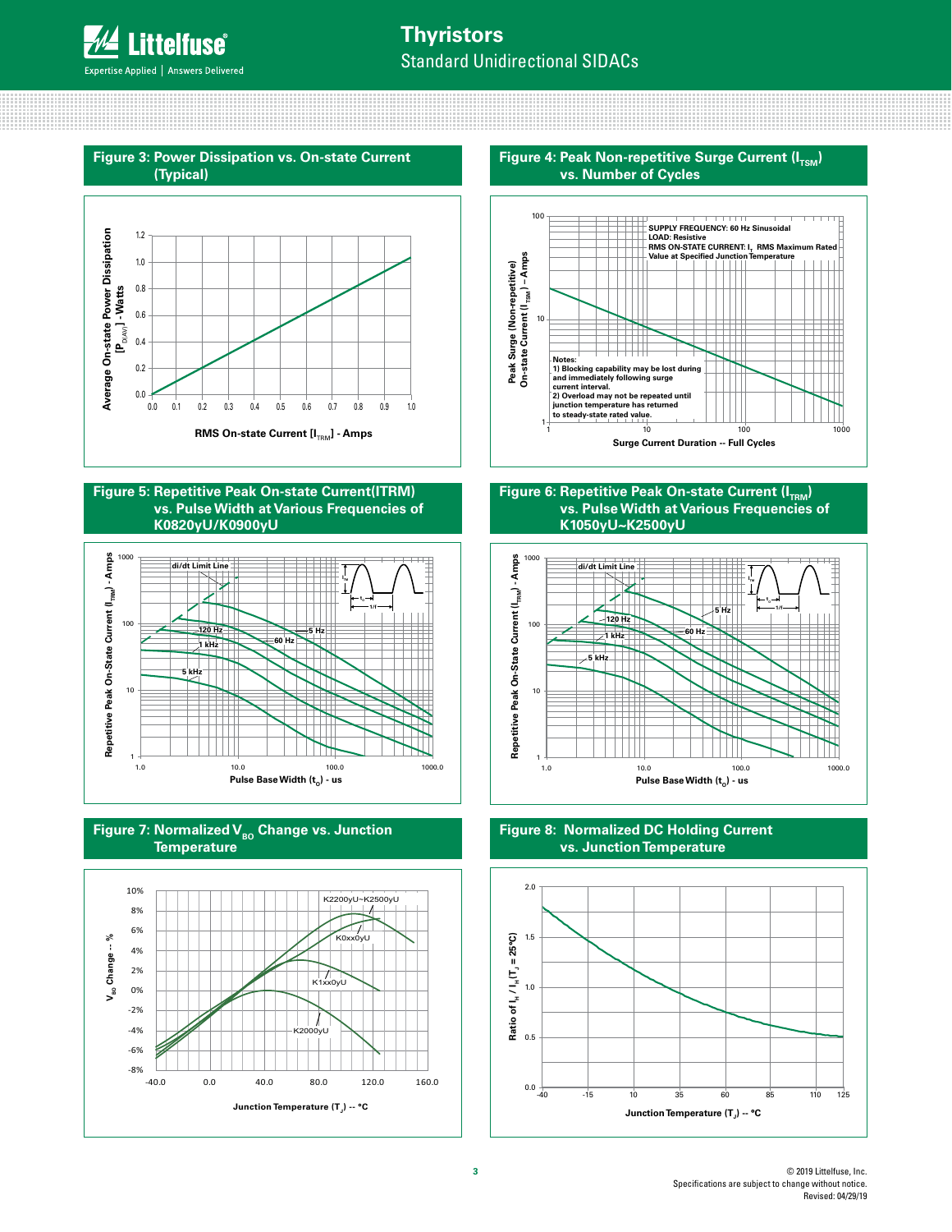## Figure 3: Power Dissipation vs. On-state Current (Typical)

Average On-state Power Dissipation [$P_{D(AV)}$] - Watts

RMS On-state Current [$I_{TRM}$] - Amps

## Figure 4: Peak Non-repetitive Surge Current ($I_{TSM}$) vs. Number of Cycles

SUPPLY FREQUENCY: 60 Hz Sinusoidal
LOAD: Resistive
RMS ON-STATE CURRENT: $I_T$ RMS Maximum Rated Value at Specified Junction Temperature

Notes:
1) Blocking capability may be lost during and immediately following surge current interval.
2) Overload may not be repeated until junction temperature has returned to steady-state rated value.

Peak Surge (Non-repetitive) On-state Current ($I_{TSM}$) – Amps

Surge Current Duration -- Full Cycles

## Figure 5: Repetitive Peak On-state Current(ITRM) vs. Pulse Width at Various Frequencies of K0820yU/K0900yU

Repetitive Peak On-State Current ($I_{TRM}$) - Amps

Pulse Base Width ($t_o$) - us

## Figure 6: Repetitive Peak On-state Current ($I_{TRM}$) vs. Pulse Width at Various Frequencies of K1050yU~K2500yU

Repetitive Peak On-State Current ($I_{TRM}$) - Amps

Pulse Base Width ($t_o$) - us

## Figure 7: Normalized $V_{BO}$ Change vs. Junction Temperature

$V_{BO}$ Change -- %

Junction Temperature ($T_J$) -- °C

## Figure 8: Normalized DC Holding Current vs. Junction Temperature

Ratio of $I_H$ / $I_H$($T_J$ = 25°C)

Junction Temperature ($T_J$) -- °C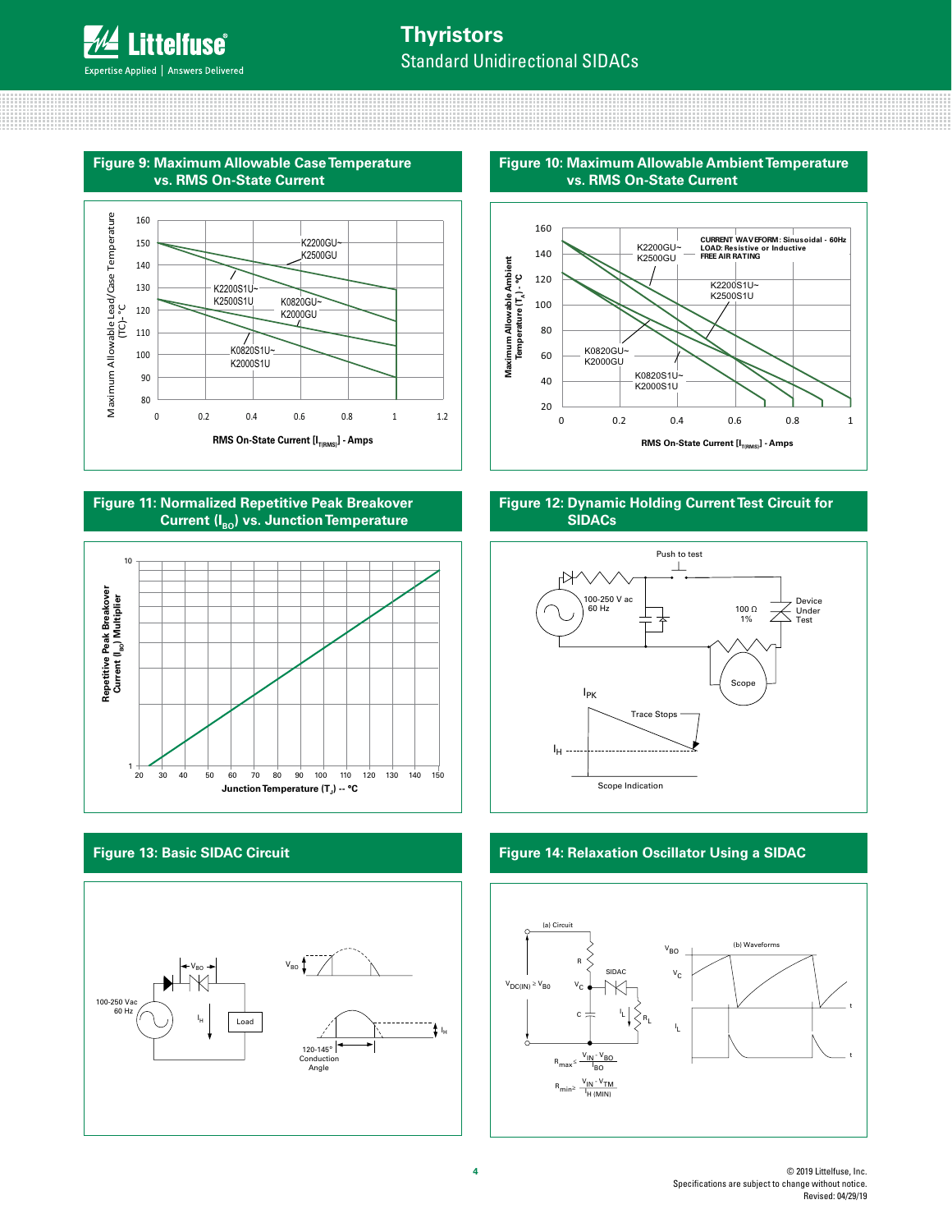### Figure 9: Maximum Allowable Case Temperature vs. RMS On-State Current

Maximum Allowable Lead/Case Temperature (TC) - °C

K2200GU~ K2500GU

K2200S1U~ K2500S1U

K0820GU~ K2000GU

K0820S1U~ K2000S1U

RMS On-State Current [$I_{T(RMS)}$] - Amps

### Figure 10: Maximum Allowable Ambient Temperature vs. RMS On-State Current

CURRENT WAVEFORM: Sinusoidal - 60Hz
LOAD: Resistive or Inductive
FREE AIR RATING

Maximum Allowable Ambient Temperature ($T_A$) - °C

K2200GU~ K2500GU

K2200S1U~ K2500S1U

K0820GU~ K2000GU

K0820S1U~ K2000S1U

RMS On-State Current [$I_{T(RMS)}$] - Amps

### Figure 11: Normalized Repetitive Peak Breakover Current ($I_{BO}$) vs. Junction Temperature

Repetitive Peak Breakover Current ($I_{BO}$) Multiplier

Junction Temperature ($T_J$) -- °C

### Figure 12: Dynamic Holding Current Test Circuit for SIDACs

Push to test

100-250 V ac 60 Hz

100 Ω 1%

Device Under Test

Scope

$I_{PK}$

Trace Stops

$I_H$

Scope Indication

### Figure 13: Basic SIDAC Circuit

100-250 Vac 60 Hz

$V_{BO}$

$I_H$

Load

120-145° Conduction Angle

### Figure 14: Relaxation Oscillator Using a SIDAC

(a) Circuit

(b) Waveforms

$V_{DC(IN)} \geq V_{BO}$

R

SIDAC

$V_C$

C

$I_L$

$R_L$

$V_{BO}$

$$R_{max} \leq \frac{V_{IN} - V_{BO}}{I_{BO}}$$

$$R_{min} \geq \frac{V_{IN} - V_{TM}}{I_{H\,(MIN)}}$$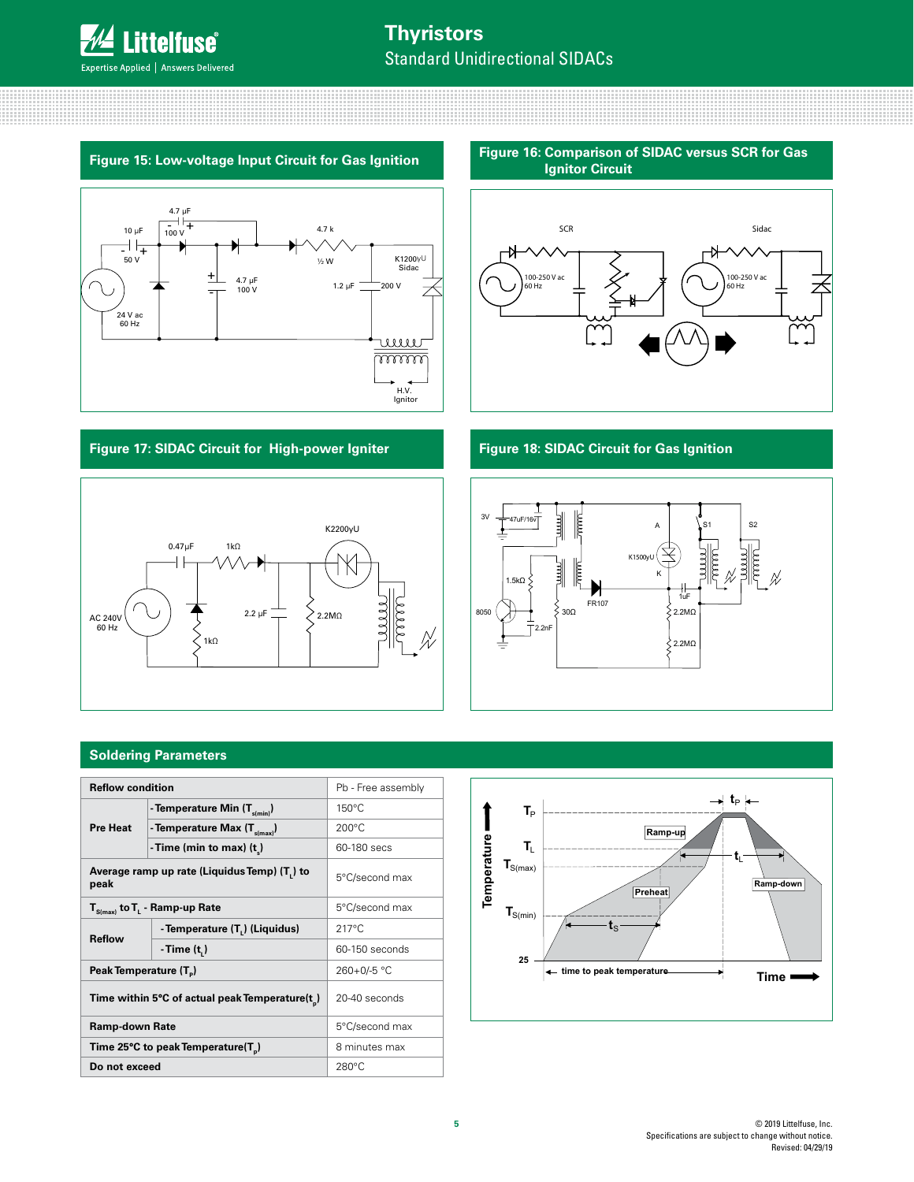## Figure 15: Low-voltage Input Circuit for Gas Ignition

## Figure 16: Comparison of SIDAC versus SCR for Gas Ignitor Circuit

## Figure 17: SIDAC Circuit for High-power Igniter

## Figure 18: SIDAC Circuit for Gas Ignition

## Soldering Parameters

| Reflow condition | | Pb - Free assembly |
|---|---|---|
| Pre Heat | - Temperature Min ($T_{s(min)}$) | 150°C |
| | - Temperature Max ($T_{s(max)}$) | 200°C |
| | - Time (min to max) ($t_s$) | 60-180 secs |
| Average ramp up rate (Liquidus Temp) ($T_L$) to peak | | 5°C/second max |
| $T_{S(max)}$ to $T_L$ - Ramp-up Rate | | 5°C/second max |
| Reflow | - Temperature ($T_L$) (Liquidus) | 217°C |
| | - Time ($t_L$) | 60-150 seconds |
| Peak Temperature ($T_P$) | | 260+0/-5 °C |
| Time within 5°C of actual peak Temperature($t_p$) | | 20-40 seconds |
| Ramp-down Rate | | 5°C/second max |
| Time 25°C to peak Temperature($T_P$) | | 8 minutes max |
| Do not exceed | | 280°C |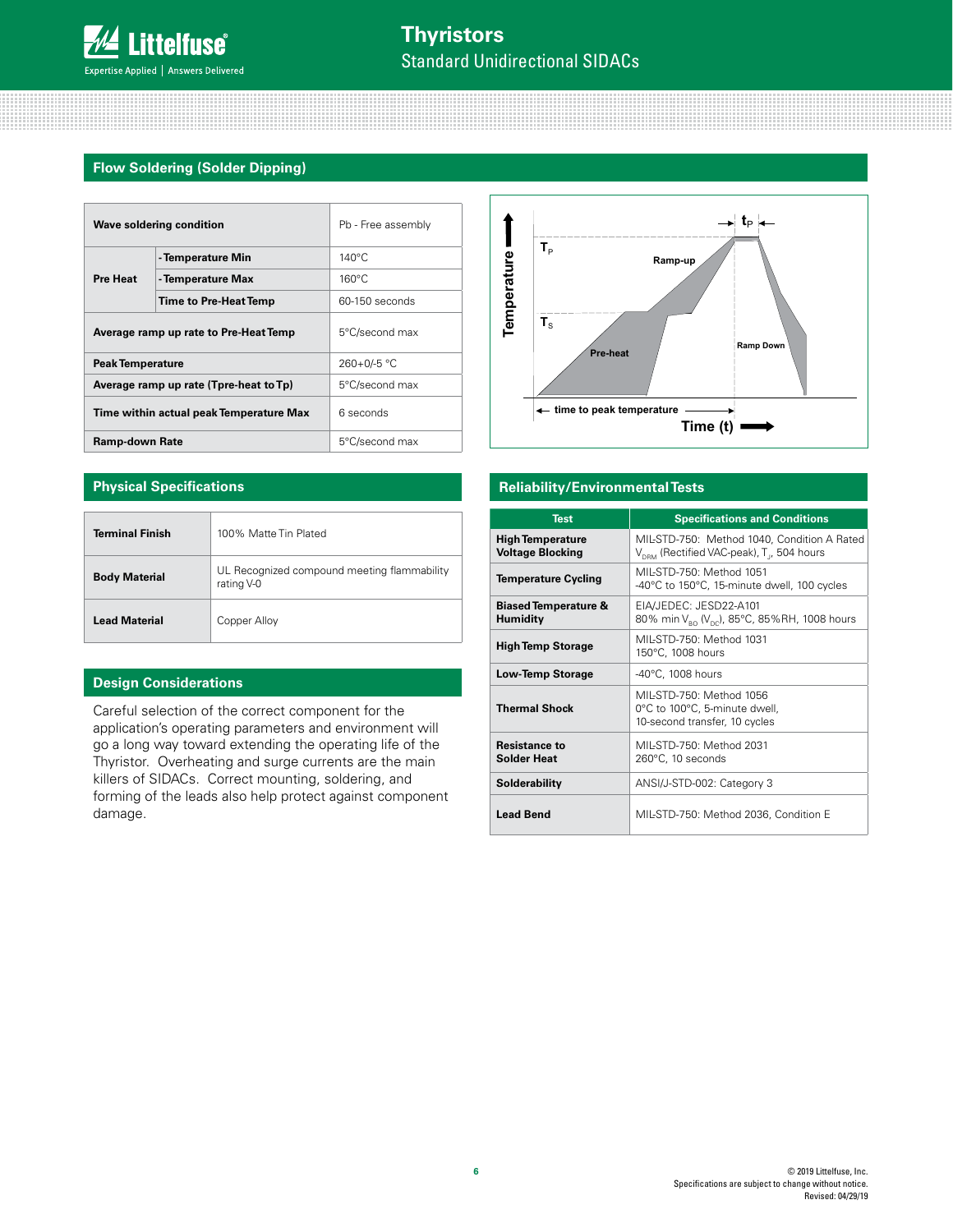## Flow Soldering (Solder Dipping)

| Wave soldering condition | | Pb - Free assembly |
|---|---|---|
| Pre Heat | - Temperature Min | 140°C |
| | - Temperature Max | 160°C |
| | Time to Pre-Heat Temp | 60-150 seconds |
| Average ramp up rate to Pre-Heat Temp | | 5°C/second max |
| Peak Temperature | | 260+0/-5 °C |
| Average ramp up rate (Tpre-heat to Tp) | | 5°C/second max |
| Time within actual peak Temperature Max | | 6 seconds |
| Ramp-down Rate | | 5°C/second max |

## Physical Specifications

| Terminal Finish | 100% Matte Tin Plated |
|---|---|
| Body Material | UL Recognized compound meeting flammability rating V-0 |
| Lead Material | Copper Alloy |

## Design Considerations

Careful selection of the correct component for the application's operating parameters and environment will go a long way toward extending the operating life of the Thyristor. Overheating and surge currents are the main killers of SIDACs. Correct mounting, soldering, and forming of the leads also help protect against component damage.

## Reliability/Environmental Tests

| Test | Specifications and Conditions |
|---|---|
| High Temperature Voltage Blocking | MIL-STD-750: Method 1040, Condition A Rated $V_{DRM}$ (Rectified VAC-peak), $T_J$, 504 hours |
| Temperature Cycling | MIL-STD-750: Method 1051<br>-40°C to 150°C, 15-minute dwell, 100 cycles |
| Biased Temperature & Humidity | EIA/JEDEC: JESD22-A101<br>80% min $V_{BO}$ ($V_{DC}$), 85°C, 85%RH, 1008 hours |
| High Temp Storage | MIL-STD-750: Method 1031<br>150°C, 1008 hours |
| Low-Temp Storage | -40°C, 1008 hours |
| Thermal Shock | MIL-STD-750: Method 1056<br>0°C to 100°C, 5-minute dwell,<br>10-second transfer, 10 cycles |
| Resistance to Solder Heat | MIL-STD-750: Method 2031<br>260°C, 10 seconds |
| Solderability | ANSI/J-STD-002: Category 3 |
| Lead Bend | MIL-STD-750: Method 2036, Condition E |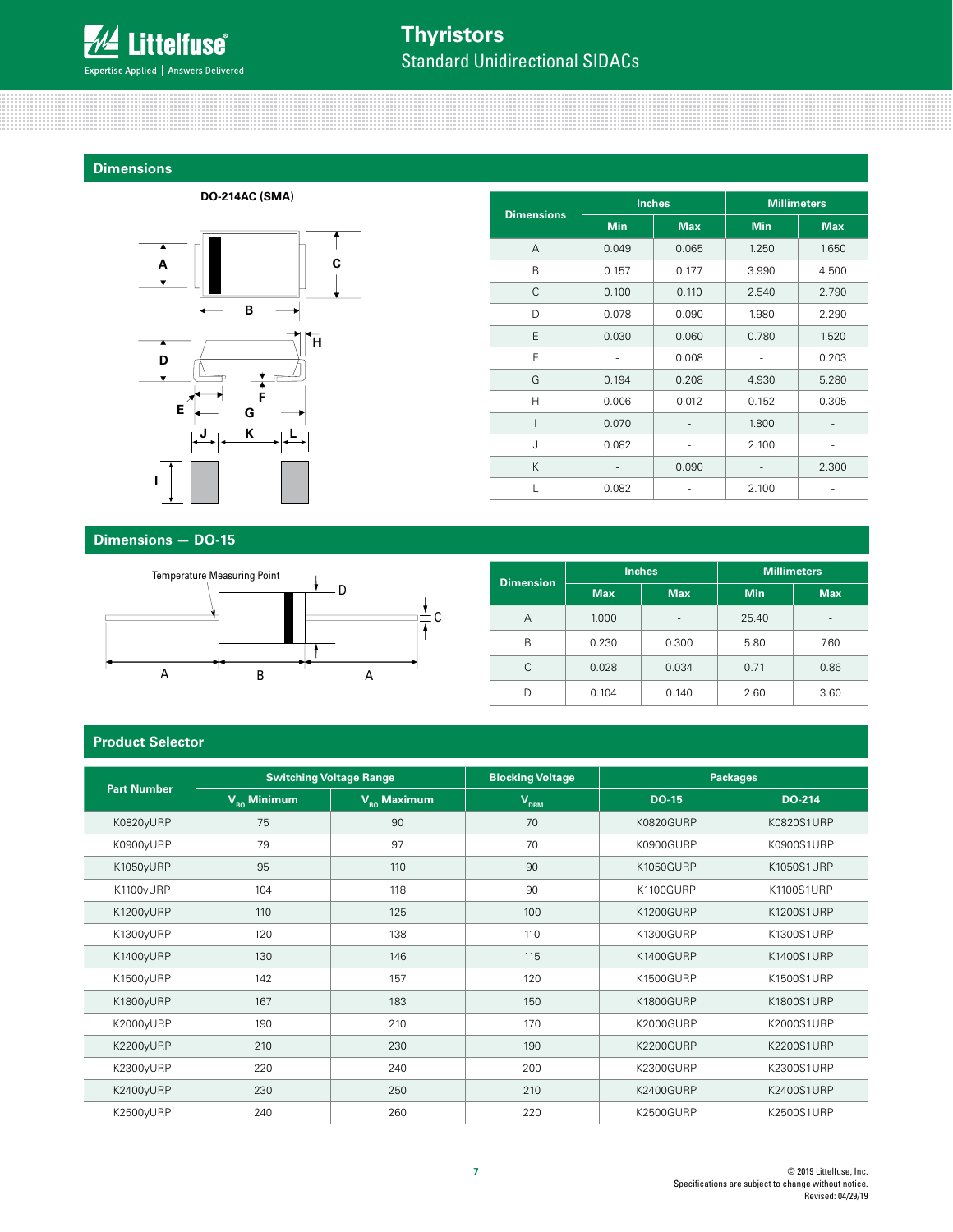## Dimensions

DO-214AC (SMA)

| Dimensions | Inches | | Millimeters | |
|---|---|---|---|---|
| | Min | Max | Min | Max |
| A | 0.049 | 0.065 | 1.250 | 1.650 |
| B | 0.157 | 0.177 | 3.990 | 4.500 |
| C | 0.100 | 0.110 | 2.540 | 2.790 |
| D | 0.078 | 0.090 | 1.980 | 2.290 |
| E | 0.030 | 0.060 | 0.780 | 1.520 |
| F | - | 0.008 | - | 0.203 |
| G | 0.194 | 0.208 | 4.930 | 5.280 |
| H | 0.006 | 0.012 | 0.152 | 0.305 |
| I | 0.070 | - | 1.800 | - |
| J | 0.082 | - | 2.100 | - |
| K | - | 0.090 | - | 2.300 |
| L | 0.082 | - | 2.100 | - |

## Dimensions — DO-15

Temperature Measuring Point

| Dimension | Inches | | Millimeters | |
|---|---|---|---|---|
| | Max | Max | Min | Max |
| A | 1.000 | - | 25.40 | - |
| B | 0.230 | 0.300 | 5.80 | 7.60 |
| C | 0.028 | 0.034 | 0.71 | 0.86 |
| D | 0.104 | 0.140 | 2.60 | 3.60 |

## Product Selector

| Part Number | Switching Voltage Range | | Blocking Voltage | Packages | |
|---|---|---|---|---|---|
| | $V_{BO}$ Minimum | $V_{BO}$ Maximum | $V_{DRM}$ | DO-15 | DO-214 |
| K0820yURP | 75 | 90 | 70 | K0820GURP | K0820S1URP |
| K0900yURP | 79 | 97 | 70 | K0900GURP | K0900S1URP |
| K1050yURP | 95 | 110 | 90 | K1050GURP | K1050S1URP |
| K1100yURP | 104 | 118 | 90 | K1100GURP | K1100S1URP |
| K1200yURP | 110 | 125 | 100 | K1200GURP | K1200S1URP |
| K1300yURP | 120 | 138 | 110 | K1300GURP | K1300S1URP |
| K1400yURP | 130 | 146 | 115 | K1400GURP | K1400S1URP |
| K1500yURP | 142 | 157 | 120 | K1500GURP | K1500S1URP |
| K1800yURP | 167 | 183 | 150 | K1800GURP | K1800S1URP |
| K2000yURP | 190 | 210 | 170 | K2000GURP | K2000S1URP |
| K2200yURP | 210 | 230 | 190 | K2200GURP | K2200S1URP |
| K2300yURP | 220 | 240 | 200 | K2300GURP | K2300S1URP |
| K2400yURP | 230 | 250 | 210 | K2400GURP | K2400S1URP |
| K2500yURP | 240 | 260 | 220 | K2500GURP | K2500S1URP |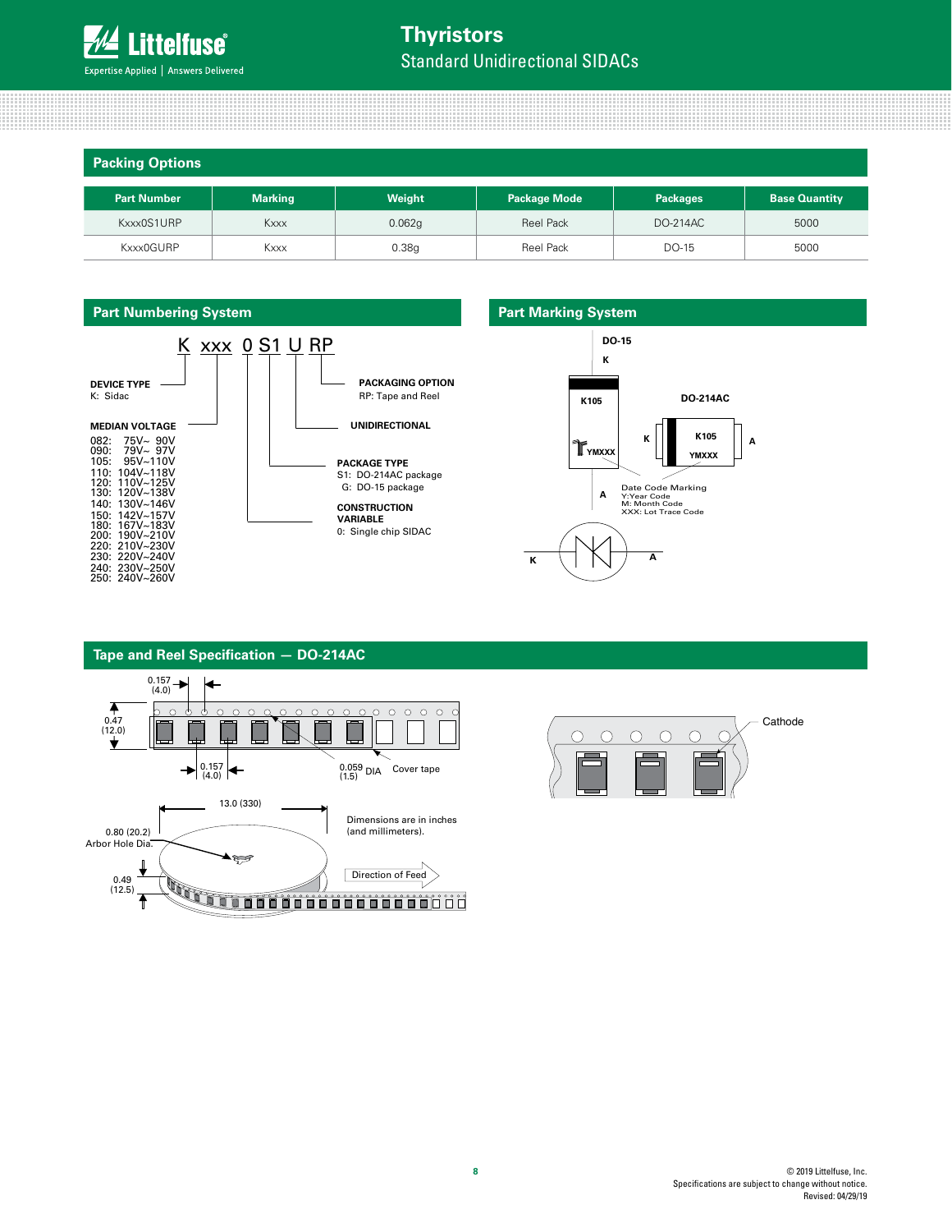## Packing Options

| Part Number | Marking | Weight | Package Mode | Packages | Base Quantity |
|---|---|---|---|---|---|
| Kxxx0S1URP | Kxxx | 0.062g | Reel Pack | DO-214AC | 5000 |
| Kxxx0GURP | Kxxx | 0.38g | Reel Pack | DO-15 | 5000 |

## Part Numbering System

K xxx 0 S1 U RP

**DEVICE TYPE**
K: Sidac

**MEDIAN VOLTAGE**
082: 75V~ 90V
090: 79V~ 97V
105: 95V~110V
110: 104V~118V
120: 110V~125V
130: 120V~138V
140: 130V~146V
150: 142V~157V
180: 167V~183V
200: 190V~210V
220: 210V~230V
230: 220V~240V
240: 230V~250V
250: 240V~260V

**PACKAGING OPTION**
RP: Tape and Reel

**UNIDIRECTIONAL**

**PACKAGE TYPE**
S1: DO-214AC package
G: DO-15 package

**CONSTRUCTION VARIABLE**
0: Single chip SIDAC

## Part Marking System

DO-15: K105, YMXXX (K / A)

DO-214AC: K105, YMXXX (K / A)

Date Code Marking
Y:Year Code
M: Month Code
XXX: Lot Trace Code

## Tape and Reel Specification — DO-214AC

0.157 (4.0); 0.47 (12.0); 0.157 (4.0); 0.059 (1.5) DIA; Cover tape; Cathode

13.0 (330); 0.80 (20.2) Arbor Hole Dia.; 0.49 (12.5)

Dimensions are in inches (and millimeters).

Direction of Feed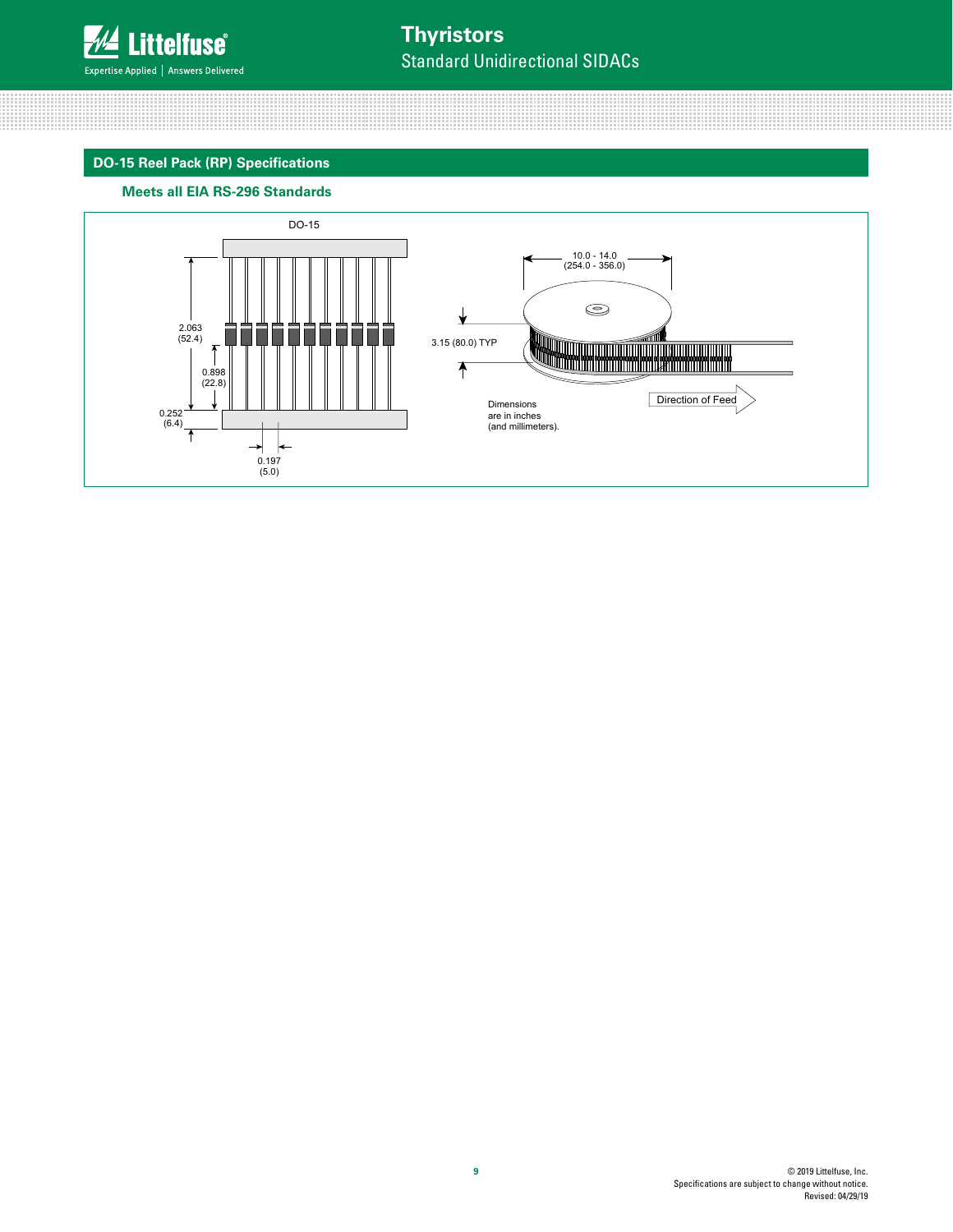## DO-15 Reel Pack (RP) Specifications

### Meets all EIA RS-296 Standards

DO-15

2.063
(52.4)

0.898
(22.8)

0.252
(6.4)

0.197
(5.0)

10.0 - 14.0
(254.0 - 356.0)

3.15 (80.0) TYP

Direction of Feed

Dimensions
are in inches
(and millimeters).